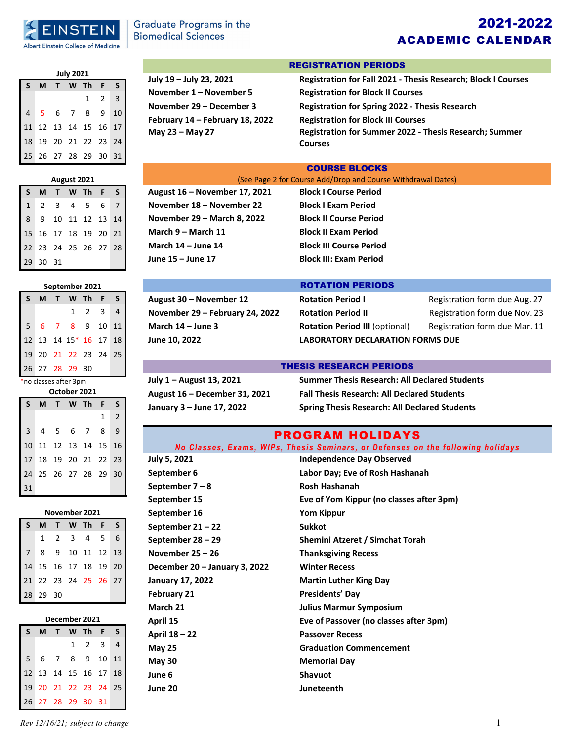Einstein — Albert Einstein College of Medicine — Graduate Programs in the Biomedical Sciences

# 2021-2022 ACADEMIC CALENDAR

## REGISTRATION PERIODS

| | |
|---|---|
| July 19 – July 23, 2021 | Registration for Fall 2021 - Thesis Research; Block I Courses |
| November 1 – November 5 | Registration for Block II Courses |
| November 29 – December 3 | Registration for Spring 2022 - Thesis Research |
| February 14 – February 18, 2022 | Registration for Block III Courses |
| May 23 – May 27 | Registration for Summer 2022 - Thesis Research; Summer Courses |

## COURSE BLOCKS

(See Page 2 for Course Add/Drop and Course Withdrawal Dates)

| | |
|---|---|
| August 16 – November 17, 2021 | Block I Course Period |
| November 18 – November 22 | Block I Exam Period |
| November 29 – March 8, 2022 | Block II Course Period |
| March 9 – March 11 | Block II Exam Period |
| March 14 – June 14 | Block III Course Period |
| June 15 – June 17 | Block III: Exam Period |

## ROTATION PERIODS

| | | |
|---|---|---|
| August 30 – November 12 | Rotation Period I | Registration form due Aug. 27 |
| November 29 – February 24, 2022 | Rotation Period II | Registration form due Nov. 23 |
| March 14 – June 3 | Rotation Period III (optional) | Registration form due Mar. 11 |
| June 10, 2022 | LABORATORY DECLARATION FORMS DUE | |

## THESIS RESEARCH PERIODS

| | |
|---|---|
| July 1 – August 13, 2021 | Summer Thesis Research: All Declared Students |
| August 16 – December 31, 2021 | Fall Thesis Research: All Declared Students |
| January 3 – June 17, 2022 | Spring Thesis Research: All Declared Students |

## PROGRAM HOLIDAYS

*No Classes, Exams, WIPs, Thesis Seminars, or Defenses on the following holidays*

| | |
|---|---|
| July 5, 2021 | Independence Day Observed |
| September 6 | Labor Day; Eve of Rosh Hashanah |
| September 7 – 8 | Rosh Hashanah |
| September 15 | Eve of Yom Kippur (no classes after 3pm) |
| September 16 | Yom Kippur |
| September 21 – 22 | Sukkot |
| September 28 – 29 | Shemini Atzeret / Simchat Torah |
| November 25 – 26 | Thanksgiving Recess |
| December 20 – January 3, 2022 | Winter Recess |
| January 17, 2022 | Martin Luther King Day |
| February 21 | Presidents' Day |
| March 21 | Julius Marmur Symposium |
| April 15 | Eve of Passover (no classes after 3pm) |
| April 18 – 22 | Passover Recess |
| May 25 | Graduation Commencement |
| May 30 | Memorial Day |
| June 6 | Shavuot |
| June 20 | Juneteenth |

### July 2021

| S | M | T | W | Th | F | S |
|---|---|---|---|---|---|---|
| | | | | 1 | 2 | 3 |
| 4 | 5 | 6 | 7 | 8 | 9 | 10 |
| 11 | 12 | 13 | 14 | 15 | 16 | 17 |
| 18 | 19 | 20 | 21 | 22 | 23 | 24 |
| 25 | 26 | 27 | 28 | 29 | 30 | 31 |

### August 2021

| S | M | T | W | Th | F | S |
|---|---|---|---|---|---|---|
| 1 | 2 | 3 | 4 | 5 | 6 | 7 |
| 8 | 9 | 10 | 11 | 12 | 13 | 14 |
| 15 | 16 | 17 | 18 | 19 | 20 | 21 |
| 22 | 23 | 24 | 25 | 26 | 27 | 28 |
| 29 | 30 | 31 | | | | |

### September 2021

| S | M | T | W | Th | F | S |
|---|---|---|---|---|---|---|
| | | | 1 | 2 | 3 | 4 |
| 5 | 6 | 7 | 8 | 9 | 10 | 11 |
| 12 | 13 | 14 | 15* | 16 | 17 | 18 |
| 19 | 20 | 21 | 22 | 23 | 24 | 25 |
| 26 | 27 | 28 | 29 | 30 | | |

*no classes after 3pm

### October 2021

| S | M | T | W | Th | F | S |
|---|---|---|---|---|---|---|
| | | | | | 1 | 2 |
| 3 | 4 | 5 | 6 | 7 | 8 | 9 |
| 10 | 11 | 12 | 13 | 14 | 15 | 16 |
| 17 | 18 | 19 | 20 | 21 | 22 | 23 |
| 24 | 25 | 26 | 27 | 28 | 29 | 30 |
| 31 | | | | | | |

### November 2021

| S | M | T | W | Th | F | S |
|---|---|---|---|---|---|---|
| | 1 | 2 | 3 | 4 | 5 | 6 |
| 7 | 8 | 9 | 10 | 11 | 12 | 13 |
| 14 | 15 | 16 | 17 | 18 | 19 | 20 |
| 21 | 22 | 23 | 24 | 25 | 26 | 27 |
| 28 | 29 | 30 | | | | |

### December 2021

| S | M | T | W | Th | F | S |
|---|---|---|---|---|---|---|
| | | | 1 | 2 | 3 | 4 |
| 5 | 6 | 7 | 8 | 9 | 10 | 11 |
| 12 | 13 | 14 | 15 | 16 | 17 | 18 |
| 19 | 20 | 21 | 22 | 23 | 24 | 25 |
| 26 | 27 | 28 | 29 | 30 | 31 | |

*Rev 12/16/21; subject to change*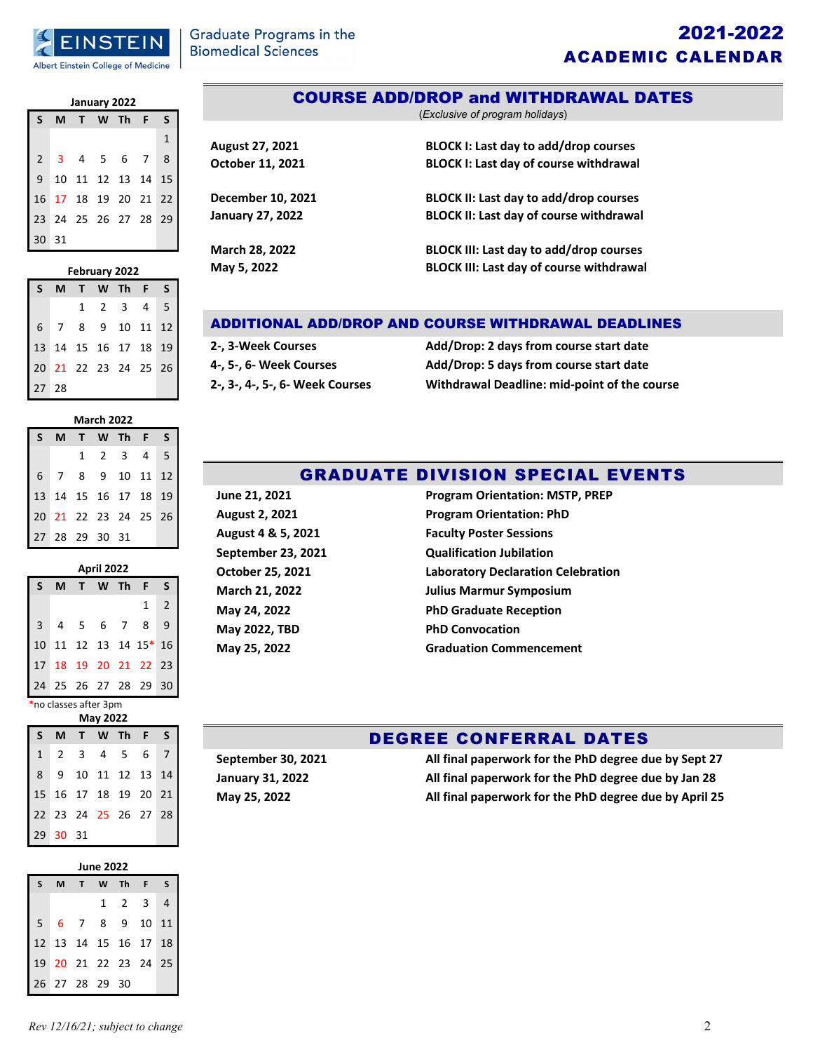Graduate Programs in the Biomedical Sciences

# 2021-2022 ACADEMIC CALENDAR

**January 2022**

| S | M | T | W | Th | F | S |
|---|---|---|---|---|---|---|
| | | | | | | 1 |
| 2 | 3 | 4 | 5 | 6 | 7 | 8 |
| 9 | 10 | 11 | 12 | 13 | 14 | 15 |
| 16 | 17 | 18 | 19 | 20 | 21 | 22 |
| 23 | 24 | 25 | 26 | 27 | 28 | 29 |
| 30 | 31 | | | | | |

**February 2022**

| S | M | T | W | Th | F | S |
|---|---|---|---|---|---|---|
| | | 1 | 2 | 3 | 4 | 5 |
| 6 | 7 | 8 | 9 | 10 | 11 | 12 |
| 13 | 14 | 15 | 16 | 17 | 18 | 19 |
| 20 | 21 | 22 | 23 | 24 | 25 | 26 |
| 27 | 28 | | | | | |

**March 2022**

| S | M | T | W | Th | F | S |
|---|---|---|---|---|---|---|
| | | 1 | 2 | 3 | 4 | 5 |
| 6 | 7 | 8 | 9 | 10 | 11 | 12 |
| 13 | 14 | 15 | 16 | 17 | 18 | 19 |
| 20 | 21 | 22 | 23 | 24 | 25 | 26 |
| 27 | 28 | 29 | 30 | 31 | | |

**April 2022**

| S | M | T | W | Th | F | S |
|---|---|---|---|---|---|---|
| | | | | | 1 | 2 |
| 3 | 4 | 5 | 6 | 7 | 8 | 9 |
| 10 | 11 | 12 | 13 | 14 | 15* | 16 |
| 17 | 18 | 19 | 20 | 21 | 22 | 23 |
| 24 | 25 | 26 | 27 | 28 | 29 | 30 |

*no classes after 3pm

**May 2022**

| S | M | T | W | Th | F | S |
|---|---|---|---|---|---|---|
| 1 | 2 | 3 | 4 | 5 | 6 | 7 |
| 8 | 9 | 10 | 11 | 12 | 13 | 14 |
| 15 | 16 | 17 | 18 | 19 | 20 | 21 |
| 22 | 23 | 24 | 25 | 26 | 27 | 28 |
| 29 | 30 | 31 | | | | |

**June 2022**

| S | M | T | W | Th | F | S |
|---|---|---|---|---|---|---|
| | | | 1 | 2 | 3 | 4 |
| 5 | 6 | 7 | 8 | 9 | 10 | 11 |
| 12 | 13 | 14 | 15 | 16 | 17 | 18 |
| 19 | 20 | 21 | 22 | 23 | 24 | 25 |
| 26 | 27 | 28 | 29 | 30 | | |

## COURSE ADD/DROP and WITHDRAWAL DATES

(*Exclusive of program holidays*)

| | |
|---|---|
| **August 27, 2021** | **BLOCK I: Last day to add/drop courses** |
| **October 11, 2021** | **BLOCK I: Last day of course withdrawal** |
| **December 10, 2021** | **BLOCK II: Last day to add/drop courses** |
| **January 27, 2022** | **BLOCK II: Last day of course withdrawal** |
| **March 28, 2022** | **BLOCK III: Last day to add/drop courses** |
| **May 5, 2022** | **BLOCK III: Last day of course withdrawal** |

## ADDITIONAL ADD/DROP AND COURSE WITHDRAWAL DEADLINES

| | |
|---|---|
| **2-, 3-Week Courses** | **Add/Drop: 2 days from course start date** |
| **4-, 5-, 6- Week Courses** | **Add/Drop: 5 days from course start date** |
| **2-, 3-, 4-, 5-, 6- Week Courses** | **Withdrawal Deadline: mid-point of the course** |

## GRADUATE DIVISION SPECIAL EVENTS

| | |
|---|---|
| **June 21, 2021** | **Program Orientation: MSTP, PREP** |
| **August 2, 2021** | **Program Orientation: PhD** |
| **August 4 & 5, 2021** | **Faculty Poster Sessions** |
| **September 23, 2021** | **Qualification Jubilation** |
| **October 25, 2021** | **Laboratory Declaration Celebration** |
| **March 21, 2022** | **Julius Marmur Symposium** |
| **May 24, 2022** | **PhD Graduate Reception** |
| **May 2022, TBD** | **PhD Convocation** |
| **May 25, 2022** | **Graduation Commencement** |

## DEGREE CONFERRAL DATES

| | |
|---|---|
| **September 30, 2021** | **All final paperwork for the PhD degree due by Sept 27** |
| **January 31, 2022** | **All final paperwork for the PhD degree due by Jan 28** |
| **May 25, 2022** | **All final paperwork for the PhD degree due by April 25** |

*Rev 12/16/21; subject to change*